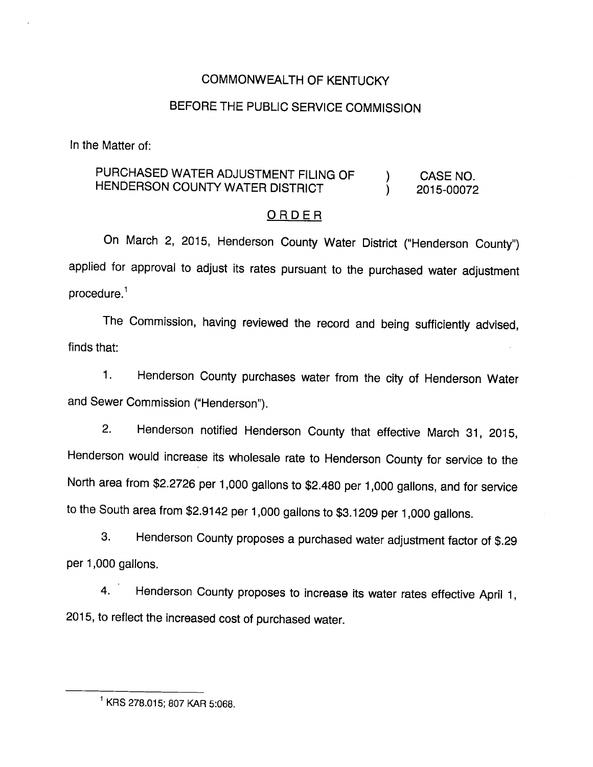COMMONWEALTH OF KENTUCKY

BEFORE THE PUBLIC SERVICE COMMISSION

In the Matter of:

| | | |
|---|---|---|
| PURCHASED WATER ADJUSTMENT FILING OF HENDERSON COUNTY WATER DISTRICT | ) ) | CASE NO. 2015-00072 |

## ORDER

On March 2, 2015, Henderson County Water District ("Henderson County") applied for approval to adjust its rates pursuant to the purchased water adjustment procedure.[1]

The Commission, having reviewed the record and being sufficiently advised, finds that:

1. Henderson County purchases water from the city of Henderson Water and Sewer Commission ("Henderson").

2. Henderson notified Henderson County that effective March 31, 2015, Henderson would increase its wholesale rate to Henderson County for service to the North area from $2.2726 per 1,000 gallons to $2.480 per 1,000 gallons, and for service to the South area from $2.9142 per 1,000 gallons to $3.1209 per 1,000 gallons.

3. Henderson County proposes a purchased water adjustment factor of $.29 per 1,000 gallons.

4. Henderson County proposes to increase its water rates effective April 1, 2015, to reflect the increased cost of purchased water.

---

[1] KRS 278.015; 807 KAR 5:068.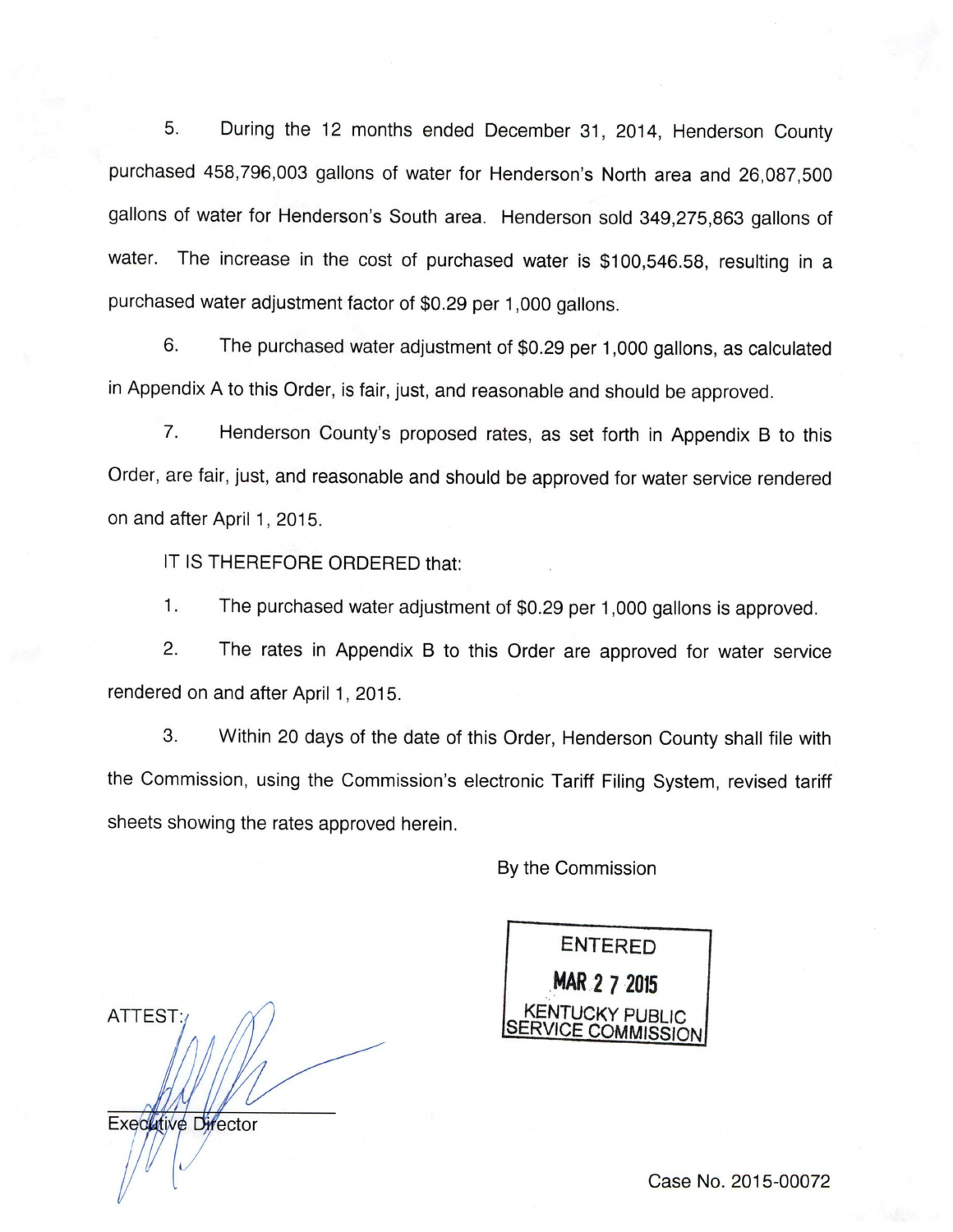5. During the 12 months ended December 31, 2014, Henderson County purchased 458,796,003 gallons of water for Henderson's North area and 26,087,500 gallons of water for Henderson's South area. Henderson sold 349,275,863 gallons of water. The increase in the cost of purchased water is $100,546.58, resulting in a purchased water adjustment factor of $0.29 per 1,000 gallons.

6. The purchased water adjustment of $0.29 per 1,000 gallons, as calculated in Appendix A to this Order, is fair, just, and reasonable and should be approved.

7. Henderson County's proposed rates, as set forth in Appendix B to this Order, are fair, just, and reasonable and should be approved for water service rendered on and after April 1, 2015.

IT IS THEREFORE ORDERED that:

1. The purchased water adjustment of $0.29 per 1,000 gallons is approved.

2. The rates in Appendix B to this Order are approved for water service rendered on and after April 1, 2015.

3. Within 20 days of the date of this Order, Henderson County shall file with the Commission, using the Commission's electronic Tariff Filing System, revised tariff sheets showing the rates approved herein.

By the Commission

ENTERED
MAR 27 2015
KENTUCKY PUBLIC SERVICE COMMISSION

ATTEST:

Executive Director

Case No. 2015-00072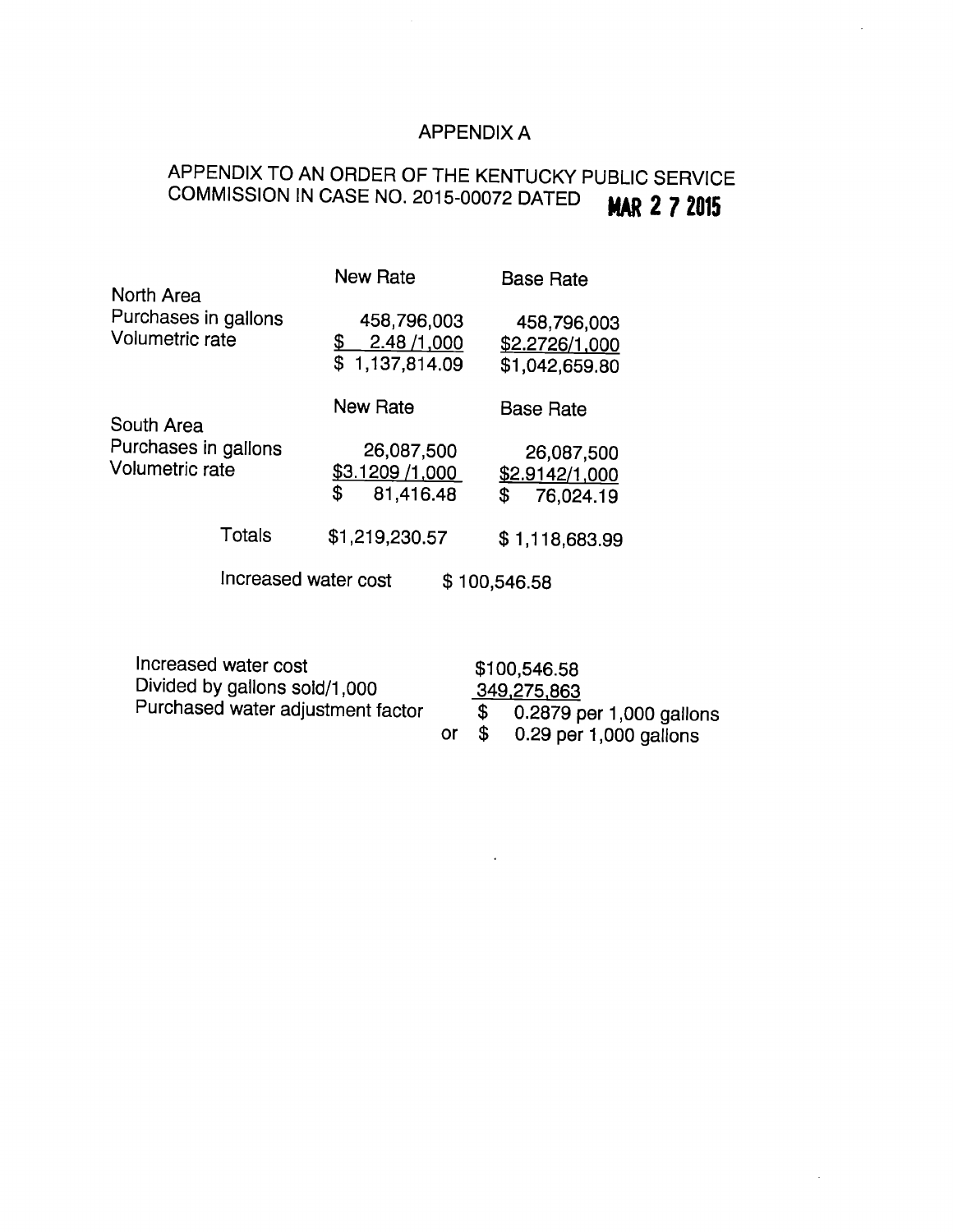# APPENDIX A

## APPENDIX TO AN ORDER OF THE KENTUCKY PUBLIC SERVICE COMMISSION IN CASE NO. 2015-00072 DATED MAR 27 2015

| | New Rate | Base Rate |
|---|---|---|
| North Area | | |
| Purchases in gallons | 458,796,003 | 458,796,003 |
| Volumetric rate | $ 2.48 /1,000 | $2.2726/1,000 |
| | $ 1,137,814.09 | $1,042,659.80 |
| | New Rate | Base Rate |
| South Area | | |
| Purchases in gallons | 26,087,500 | 26,087,500 |
| Volumetric rate | $3.1209 /1,000 | $2.9142/1,000 |
| | $ 81,416.48 | $ 76,024.19 |
| Totals | $1,219,230.57 | $ 1,118,683.99 |

Increased water cost $ 100,546.58

| | |
|---|---|
| Increased water cost | $100,546.58 |
| Divided by gallons sold/1,000 | 349,275,863 |
| Purchased water adjustment factor | $ 0.2879 per 1,000 gallons |
| | or $ 0.29 per 1,000 gallons |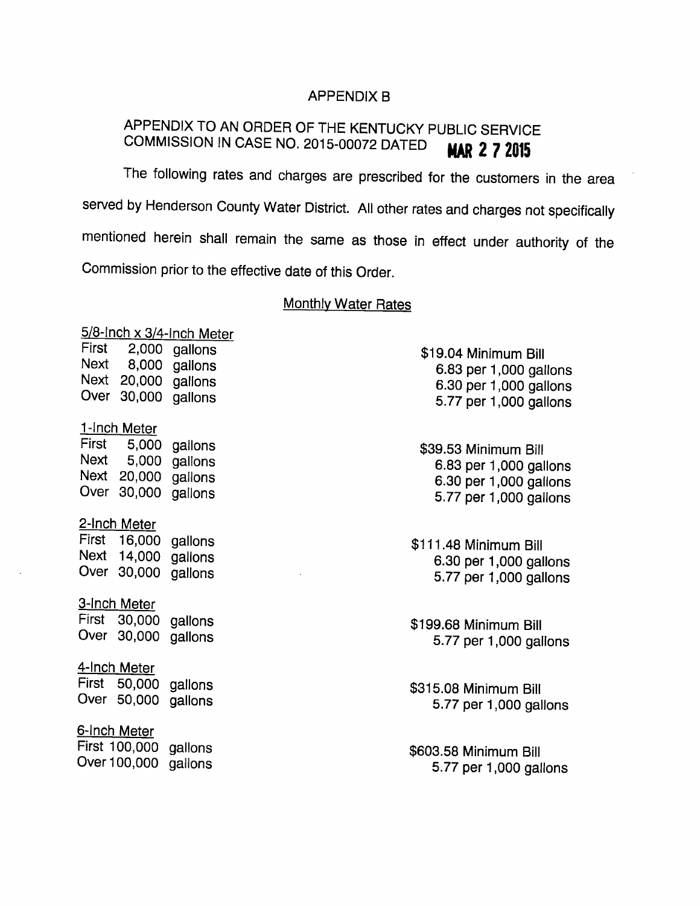APPENDIX B

APPENDIX TO AN ORDER OF THE KENTUCKY PUBLIC SERVICE COMMISSION IN CASE NO. 2015-00072 DATED **MAR 27 2015**

The following rates and charges are prescribed for the customers in the area served by Henderson County Water District. All other rates and charges not specifically mentioned herein shall remain the same as those in effect under authority of the Commission prior to the effective date of this Order.

Monthly Water Rates

5/8-Inch x 3/4-Inch Meter

| | |
|---|---|
| First 2,000 gallons | $19.04 Minimum Bill |
| Next 8,000 gallons | 6.83 per 1,000 gallons |
| Next 20,000 gallons | 6.30 per 1,000 gallons |
| Over 30,000 gallons | 5.77 per 1,000 gallons |

1-Inch Meter

| | |
|---|---|
| First 5,000 gallons | $39.53 Minimum Bill |
| Next 5,000 gallons | 6.83 per 1,000 gallons |
| Next 20,000 gallons | 6.30 per 1,000 gallons |
| Over 30,000 gallons | 5.77 per 1,000 gallons |

2-Inch Meter

| | |
|---|---|
| First 16,000 gallons | $111.48 Minimum Bill |
| Next 14,000 gallons | 6.30 per 1,000 gallons |
| Over 30,000 gallons | 5.77 per 1,000 gallons |

3-Inch Meter

| | |
|---|---|
| First 30,000 gallons | $199.68 Minimum Bill |
| Over 30,000 gallons | 5.77 per 1,000 gallons |

4-Inch Meter

| | |
|---|---|
| First 50,000 gallons | $315.08 Minimum Bill |
| Over 50,000 gallons | 5.77 per 1,000 gallons |

6-Inch Meter

| | |
|---|---|
| First 100,000 gallons | $603.58 Minimum Bill |
| Over 100,000 gallons | 5.77 per 1,000 gallons |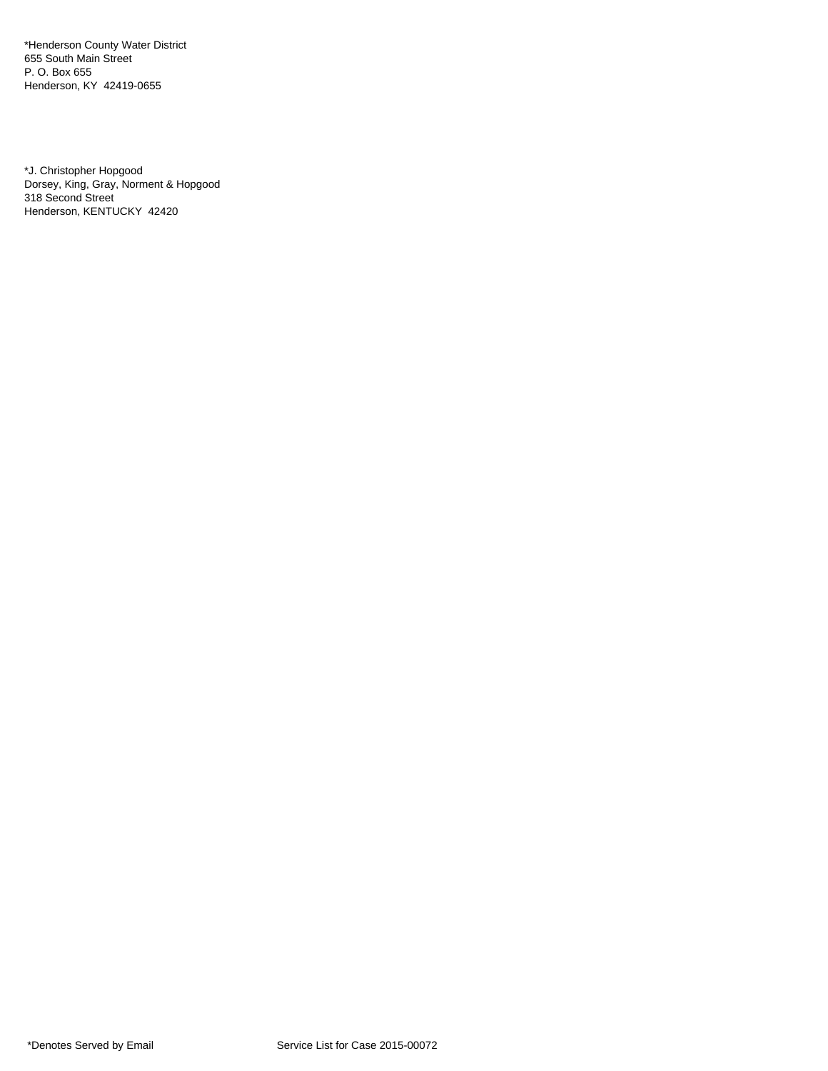*Henderson County Water District
655 South Main Street
P. O. Box 655
Henderson, KY 42419-0655

*J. Christopher Hopgood
Dorsey, King, Gray, Norment & Hopgood
318 Second Street
Henderson, KENTUCKY 42420

*Denotes Served by Email

Service List for Case 2015-00072